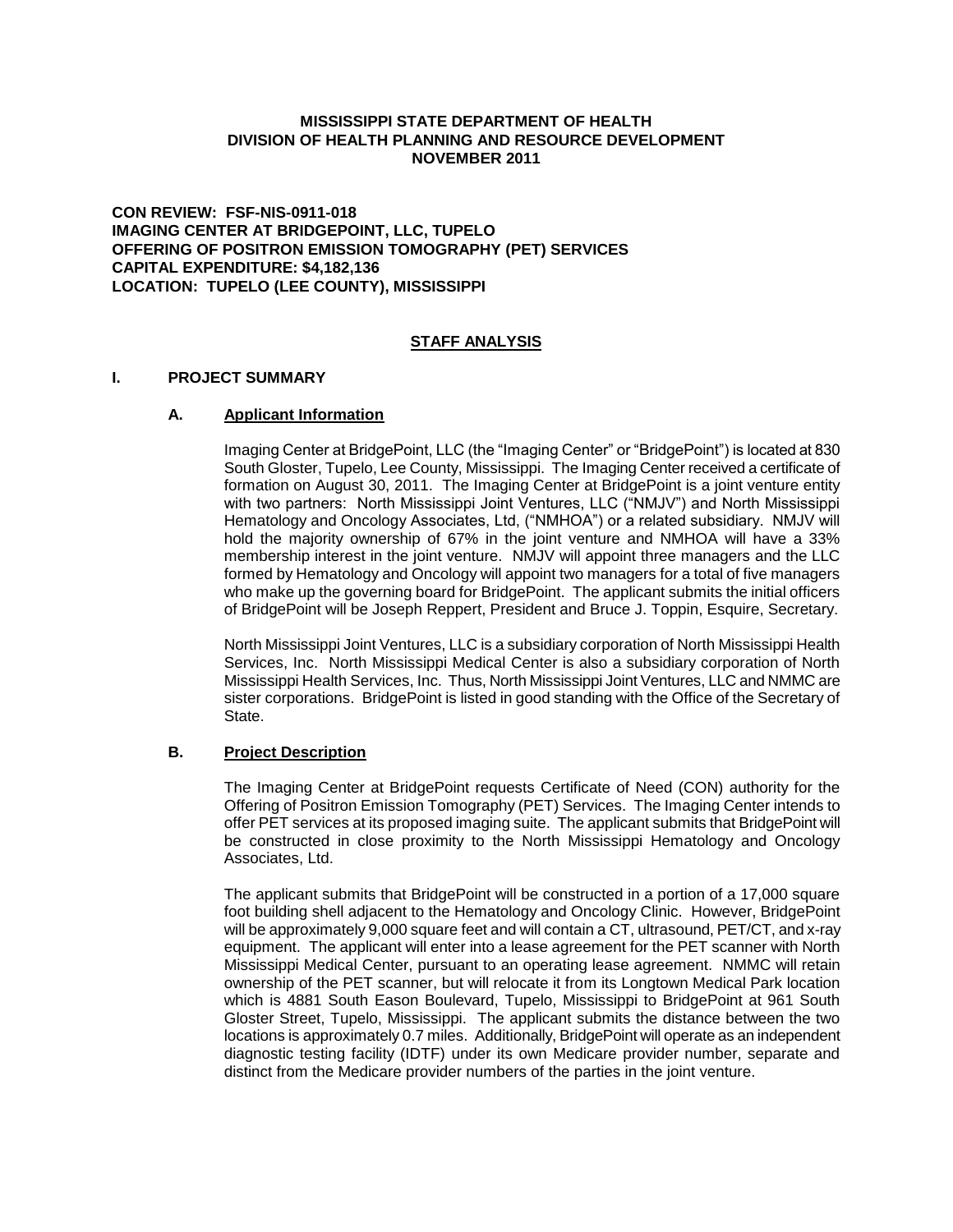**MISSISSIPPI STATE DEPARTMENT OF HEALTH**
**DIVISION OF HEALTH PLANNING AND RESOURCE DEVELOPMENT**
**NOVEMBER 2011**

**CON REVIEW: FSF-NIS-0911-018**
**IMAGING CENTER AT BRIDGEPOINT, LLC, TUPELO**
**OFFERING OF POSITRON EMISSION TOMOGRAPHY (PET) SERVICES**
**CAPITAL EXPENDITURE: $4,182,136**
**LOCATION: TUPELO (LEE COUNTY), MISSISSIPPI**

## STAFF ANALYSIS

### I. PROJECT SUMMARY

#### A. Applicant Information

Imaging Center at BridgePoint, LLC (the "Imaging Center" or "BridgePoint") is located at 830 South Gloster, Tupelo, Lee County, Mississippi. The Imaging Center received a certificate of formation on August 30, 2011. The Imaging Center at BridgePoint is a joint venture entity with two partners: North Mississippi Joint Ventures, LLC ("NMJV") and North Mississippi Hematology and Oncology Associates, Ltd, ("NMHOA") or a related subsidiary. NMJV will hold the majority ownership of 67% in the joint venture and NMHOA will have a 33% membership interest in the joint venture. NMJV will appoint three managers and the LLC formed by Hematology and Oncology will appoint two managers for a total of five managers who make up the governing board for BridgePoint. The applicant submits the initial officers of BridgePoint will be Joseph Reppert, President and Bruce J. Toppin, Esquire, Secretary.

North Mississippi Joint Ventures, LLC is a subsidiary corporation of North Mississippi Health Services, Inc. North Mississippi Medical Center is also a subsidiary corporation of North Mississippi Health Services, Inc. Thus, North Mississippi Joint Ventures, LLC and NMMC are sister corporations. BridgePoint is listed in good standing with the Office of the Secretary of State.

#### B. Project Description

The Imaging Center at BridgePoint requests Certificate of Need (CON) authority for the Offering of Positron Emission Tomography (PET) Services. The Imaging Center intends to offer PET services at its proposed imaging suite. The applicant submits that BridgePoint will be constructed in close proximity to the North Mississippi Hematology and Oncology Associates, Ltd.

The applicant submits that BridgePoint will be constructed in a portion of a 17,000 square foot building shell adjacent to the Hematology and Oncology Clinic. However, BridgePoint will be approximately 9,000 square feet and will contain a CT, ultrasound, PET/CT, and x-ray equipment. The applicant will enter into a lease agreement for the PET scanner with North Mississippi Medical Center, pursuant to an operating lease agreement. NMMC will retain ownership of the PET scanner, but will relocate it from its Longtown Medical Park location which is 4881 South Eason Boulevard, Tupelo, Mississippi to BridgePoint at 961 South Gloster Street, Tupelo, Mississippi. The applicant submits the distance between the two locations is approximately 0.7 miles. Additionally, BridgePoint will operate as an independent diagnostic testing facility (IDTF) under its own Medicare provider number, separate and distinct from the Medicare provider numbers of the parties in the joint venture.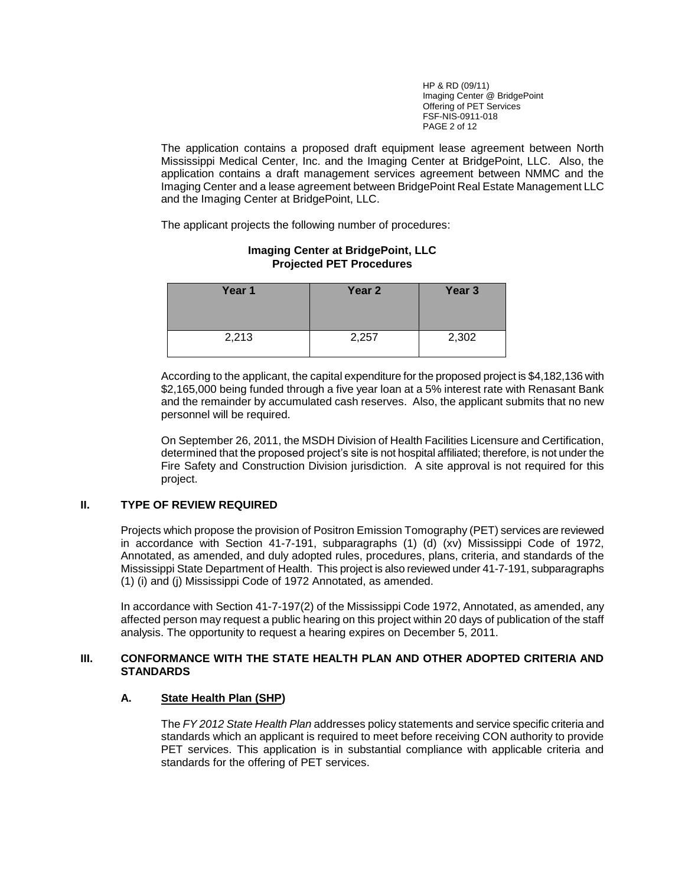The application contains a proposed draft equipment lease agreement between North Mississippi Medical Center, Inc. and the Imaging Center at BridgePoint, LLC. Also, the application contains a draft management services agreement between NMMC and the Imaging Center and a lease agreement between BridgePoint Real Estate Management LLC and the Imaging Center at BridgePoint, LLC.

The applicant projects the following number of procedures:

**Imaging Center at BridgePoint, LLC**
**Projected PET Procedures**

| Year 1 | Year 2 | Year 3 |
|---|---|---|
| 2,213 | 2,257 | 2,302 |

According to the applicant, the capital expenditure for the proposed project is $4,182,136 with $2,165,000 being funded through a five year loan at a 5% interest rate with Renasant Bank and the remainder by accumulated cash reserves. Also, the applicant submits that no new personnel will be required.

On September 26, 2011, the MSDH Division of Health Facilities Licensure and Certification, determined that the proposed project's site is not hospital affiliated; therefore, is not under the Fire Safety and Construction Division jurisdiction. A site approval is not required for this project.

## II. TYPE OF REVIEW REQUIRED

Projects which propose the provision of Positron Emission Tomography (PET) services are reviewed in accordance with Section 41-7-191, subparagraphs (1) (d) (xv) Mississippi Code of 1972, Annotated, as amended, and duly adopted rules, procedures, plans, criteria, and standards of the Mississippi State Department of Health. This project is also reviewed under 41-7-191, subparagraphs (1) (i) and (j) Mississippi Code of 1972 Annotated, as amended.

In accordance with Section 41-7-197(2) of the Mississippi Code 1972, Annotated, as amended, any affected person may request a public hearing on this project within 20 days of publication of the staff analysis. The opportunity to request a hearing expires on December 5, 2011.

## III. CONFORMANCE WITH THE STATE HEALTH PLAN AND OTHER ADOPTED CRITERIA AND STANDARDS

### A. State Health Plan (SHP)

The *FY 2012 State Health Plan* addresses policy statements and service specific criteria and standards which an applicant is required to meet before receiving CON authority to provide PET services. This application is in substantial compliance with applicable criteria and standards for the offering of PET services.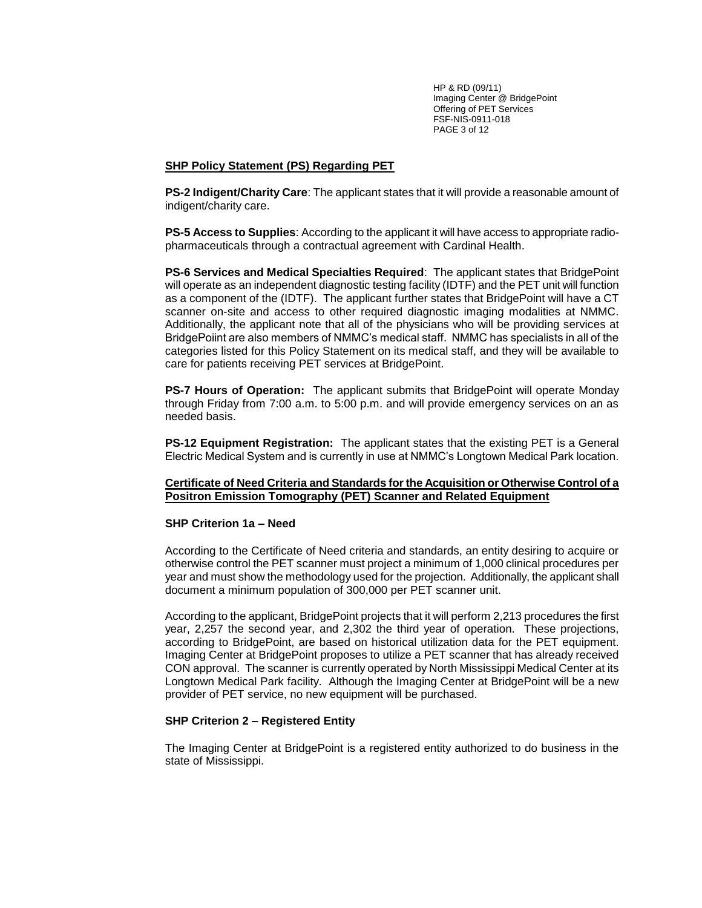**SHP Policy Statement (PS) Regarding PET**

**PS-2 Indigent/Charity Care**: The applicant states that it will provide a reasonable amount of indigent/charity care.

**PS-5 Access to Supplies**: According to the applicant it will have access to appropriate radio-pharmaceuticals through a contractual agreement with Cardinal Health.

**PS-6 Services and Medical Specialties Required**: The applicant states that BridgePoint will operate as an independent diagnostic testing facility (IDTF) and the PET unit will function as a component of the (IDTF). The applicant further states that BridgePoint will have a CT scanner on-site and access to other required diagnostic imaging modalities at NMMC. Additionally, the applicant note that all of the physicians who will be providing services at BridgePoiint are also members of NMMC's medical staff. NMMC has specialists in all of the categories listed for this Policy Statement on its medical staff, and they will be available to care for patients receiving PET services at BridgePoint.

**PS-7 Hours of Operation:** The applicant submits that BridgePoint will operate Monday through Friday from 7:00 a.m. to 5:00 p.m. and will provide emergency services on an as needed basis.

**PS-12 Equipment Registration:** The applicant states that the existing PET is a General Electric Medical System and is currently in use at NMMC's Longtown Medical Park location.

**Certificate of Need Criteria and Standards for the Acquisition or Otherwise Control of a Positron Emission Tomography (PET) Scanner and Related Equipment**

**SHP Criterion 1a – Need**

According to the Certificate of Need criteria and standards, an entity desiring to acquire or otherwise control the PET scanner must project a minimum of 1,000 clinical procedures per year and must show the methodology used for the projection. Additionally, the applicant shall document a minimum population of 300,000 per PET scanner unit.

According to the applicant, BridgePoint projects that it will perform 2,213 procedures the first year, 2,257 the second year, and 2,302 the third year of operation. These projections, according to BridgePoint, are based on historical utilization data for the PET equipment. Imaging Center at BridgePoint proposes to utilize a PET scanner that has already received CON approval. The scanner is currently operated by North Mississippi Medical Center at its Longtown Medical Park facility. Although the Imaging Center at BridgePoint will be a new provider of PET service, no new equipment will be purchased.

**SHP Criterion 2 – Registered Entity**

The Imaging Center at BridgePoint is a registered entity authorized to do business in the state of Mississippi.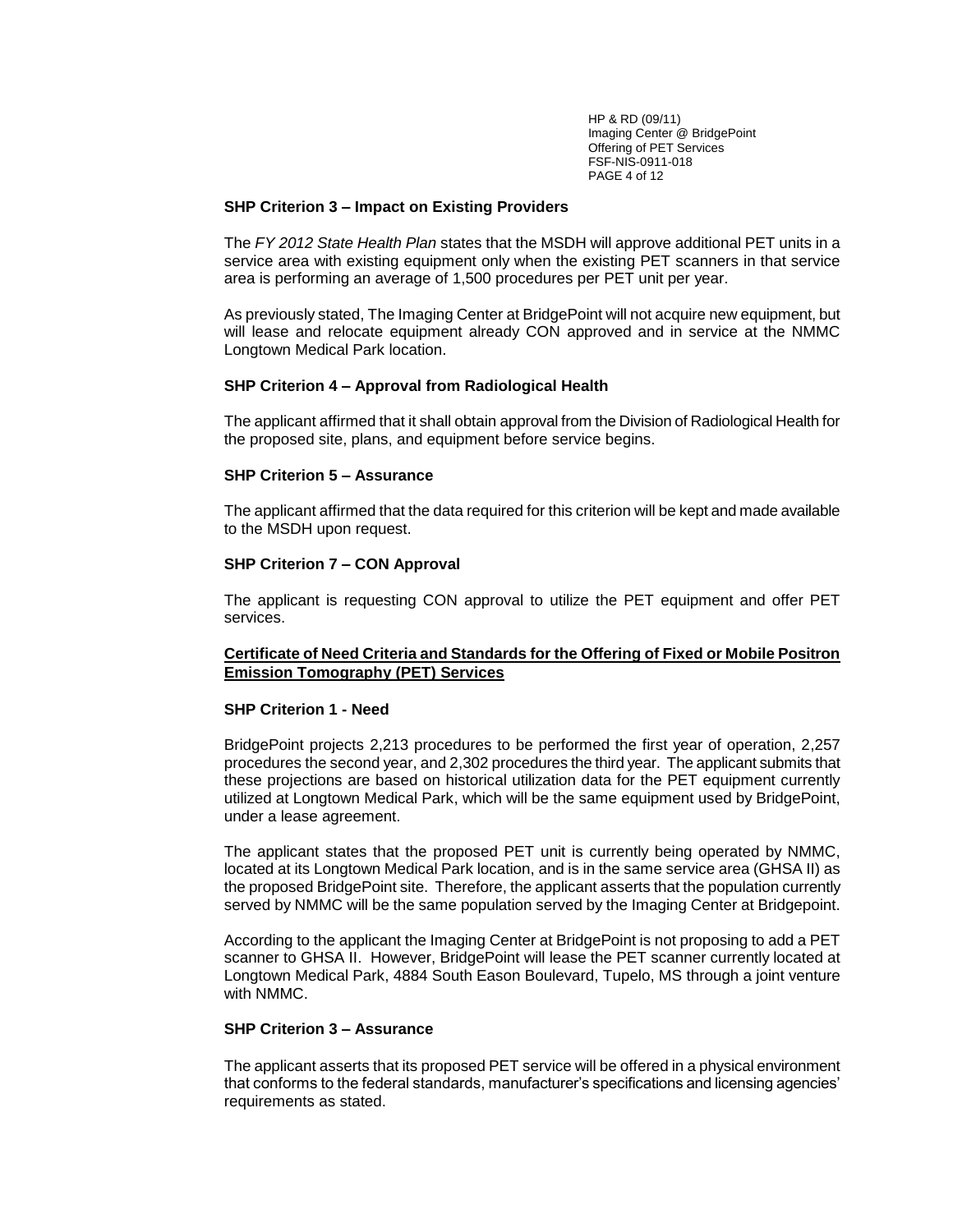### SHP Criterion 3 – Impact on Existing Providers

The *FY 2012 State Health Plan* states that the MSDH will approve additional PET units in a service area with existing equipment only when the existing PET scanners in that service area is performing an average of 1,500 procedures per PET unit per year.

As previously stated, The Imaging Center at BridgePoint will not acquire new equipment, but will lease and relocate equipment already CON approved and in service at the NMMC Longtown Medical Park location.

### SHP Criterion 4 – Approval from Radiological Health

The applicant affirmed that it shall obtain approval from the Division of Radiological Health for the proposed site, plans, and equipment before service begins.

### SHP Criterion 5 – Assurance

The applicant affirmed that the data required for this criterion will be kept and made available to the MSDH upon request.

### SHP Criterion 7 – CON Approval

The applicant is requesting CON approval to utilize the PET equipment and offer PET services.

## Certificate of Need Criteria and Standards for the Offering of Fixed or Mobile Positron Emission Tomography (PET) Services

### SHP Criterion 1 - Need

BridgePoint projects 2,213 procedures to be performed the first year of operation, 2,257 procedures the second year, and 2,302 procedures the third year. The applicant submits that these projections are based on historical utilization data for the PET equipment currently utilized at Longtown Medical Park, which will be the same equipment used by BridgePoint, under a lease agreement.

The applicant states that the proposed PET unit is currently being operated by NMMC, located at its Longtown Medical Park location, and is in the same service area (GHSA II) as the proposed BridgePoint site. Therefore, the applicant asserts that the population currently served by NMMC will be the same population served by the Imaging Center at Bridgepoint.

According to the applicant the Imaging Center at BridgePoint is not proposing to add a PET scanner to GHSA II. However, BridgePoint will lease the PET scanner currently located at Longtown Medical Park, 4884 South Eason Boulevard, Tupelo, MS through a joint venture with NMMC.

### SHP Criterion 3 – Assurance

The applicant asserts that its proposed PET service will be offered in a physical environment that conforms to the federal standards, manufacturer's specifications and licensing agencies' requirements as stated.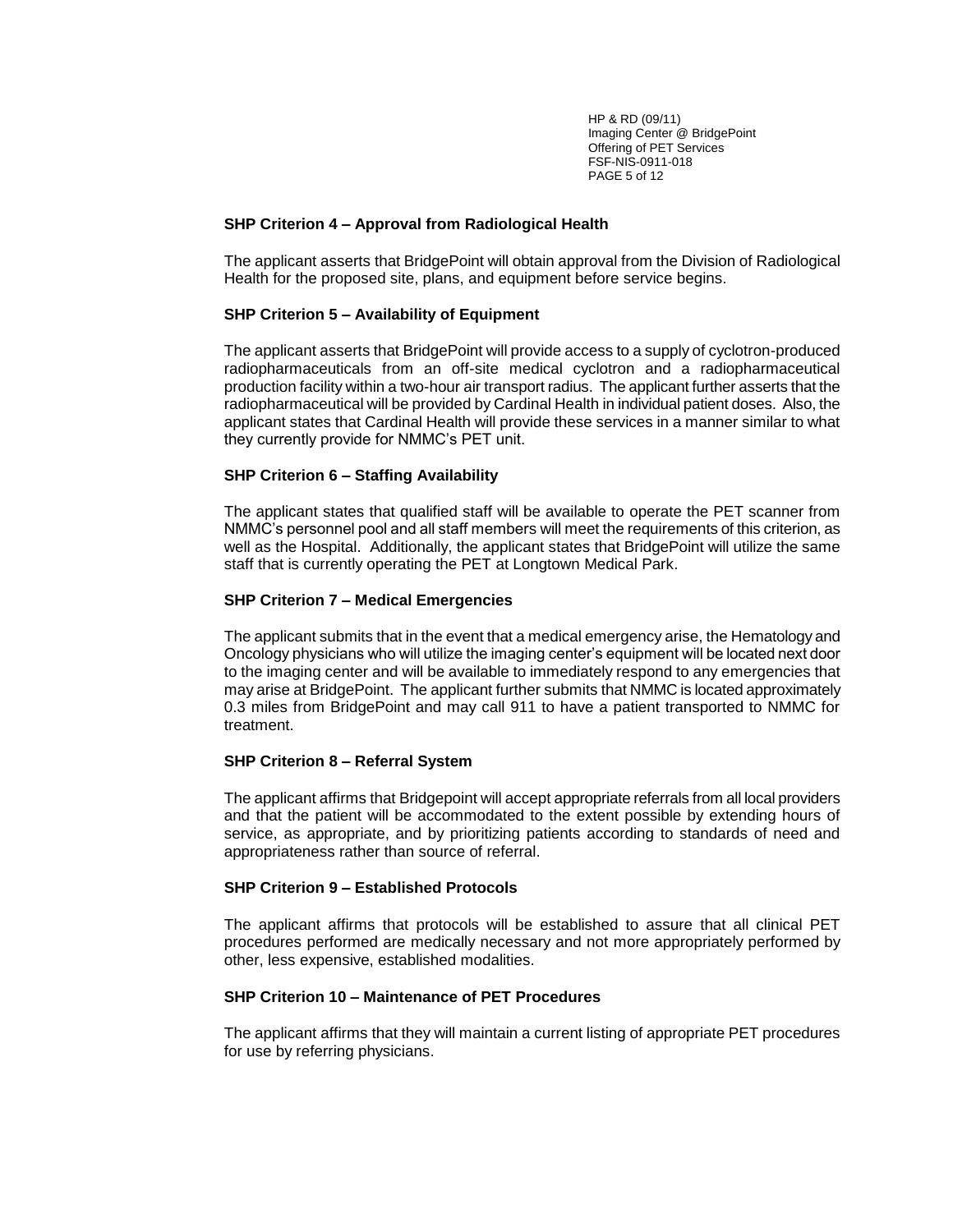**SHP Criterion 4 – Approval from Radiological Health**

The applicant asserts that BridgePoint will obtain approval from the Division of Radiological Health for the proposed site, plans, and equipment before service begins.

**SHP Criterion 5 – Availability of Equipment**

The applicant asserts that BridgePoint will provide access to a supply of cyclotron-produced radiopharmaceuticals from an off-site medical cyclotron and a radiopharmaceutical production facility within a two-hour air transport radius. The applicant further asserts that the radiopharmaceutical will be provided by Cardinal Health in individual patient doses. Also, the applicant states that Cardinal Health will provide these services in a manner similar to what they currently provide for NMMC's PET unit.

**SHP Criterion 6 – Staffing Availability**

The applicant states that qualified staff will be available to operate the PET scanner from NMMC's personnel pool and all staff members will meet the requirements of this criterion, as well as the Hospital. Additionally, the applicant states that BridgePoint will utilize the same staff that is currently operating the PET at Longtown Medical Park.

**SHP Criterion 7 – Medical Emergencies**

The applicant submits that in the event that a medical emergency arise, the Hematology and Oncology physicians who will utilize the imaging center's equipment will be located next door to the imaging center and will be available to immediately respond to any emergencies that may arise at BridgePoint. The applicant further submits that NMMC is located approximately 0.3 miles from BridgePoint and may call 911 to have a patient transported to NMMC for treatment.

**SHP Criterion 8 – Referral System**

The applicant affirms that Bridgepoint will accept appropriate referrals from all local providers and that the patient will be accommodated to the extent possible by extending hours of service, as appropriate, and by prioritizing patients according to standards of need and appropriateness rather than source of referral.

**SHP Criterion 9 – Established Protocols**

The applicant affirms that protocols will be established to assure that all clinical PET procedures performed are medically necessary and not more appropriately performed by other, less expensive, established modalities.

**SHP Criterion 10 – Maintenance of PET Procedures**

The applicant affirms that they will maintain a current listing of appropriate PET procedures for use by referring physicians.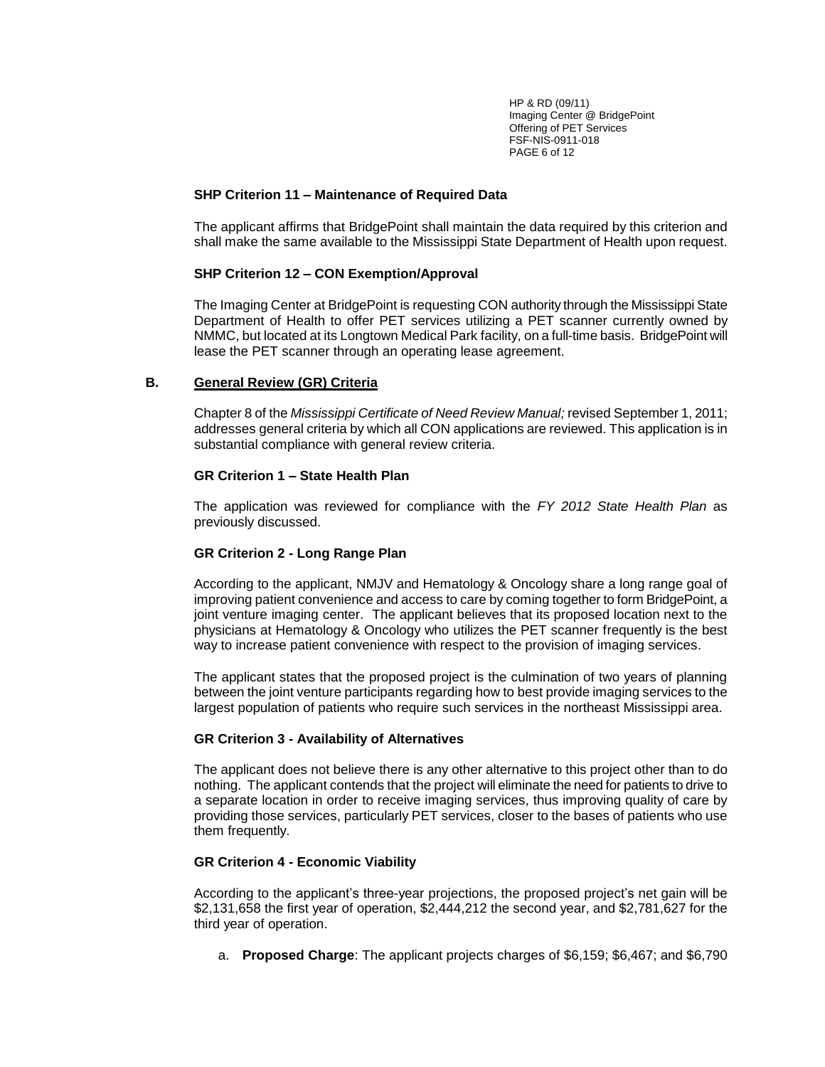**SHP Criterion 11 – Maintenance of Required Data**

The applicant affirms that BridgePoint shall maintain the data required by this criterion and shall make the same available to the Mississippi State Department of Health upon request.

**SHP Criterion 12 – CON Exemption/Approval**

The Imaging Center at BridgePoint is requesting CON authority through the Mississippi State Department of Health to offer PET services utilizing a PET scanner currently owned by NMMC, but located at its Longtown Medical Park facility, on a full-time basis. BridgePoint will lease the PET scanner through an operating lease agreement.

## B. General Review (GR) Criteria

Chapter 8 of the *Mississippi Certificate of Need Review Manual;* revised September 1, 2011; addresses general criteria by which all CON applications are reviewed. This application is in substantial compliance with general review criteria.

**GR Criterion 1 – State Health Plan**

The application was reviewed for compliance with the *FY 2012 State Health Plan* as previously discussed.

**GR Criterion 2 - Long Range Plan**

According to the applicant, NMJV and Hematology & Oncology share a long range goal of improving patient convenience and access to care by coming together to form BridgePoint, a joint venture imaging center. The applicant believes that its proposed location next to the physicians at Hematology & Oncology who utilizes the PET scanner frequently is the best way to increase patient convenience with respect to the provision of imaging services.

The applicant states that the proposed project is the culmination of two years of planning between the joint venture participants regarding how to best provide imaging services to the largest population of patients who require such services in the northeast Mississippi area.

**GR Criterion 3 - Availability of Alternatives**

The applicant does not believe there is any other alternative to this project other than to do nothing. The applicant contends that the project will eliminate the need for patients to drive to a separate location in order to receive imaging services, thus improving quality of care by providing those services, particularly PET services, closer to the bases of patients who use them frequently.

**GR Criterion 4 - Economic Viability**

According to the applicant's three-year projections, the proposed project's net gain will be $2,131,658 the first year of operation, $2,444,212 the second year, and $2,781,627 for the third year of operation.

a. **Proposed Charge**: The applicant projects charges of $6,159; $6,467; and $6,790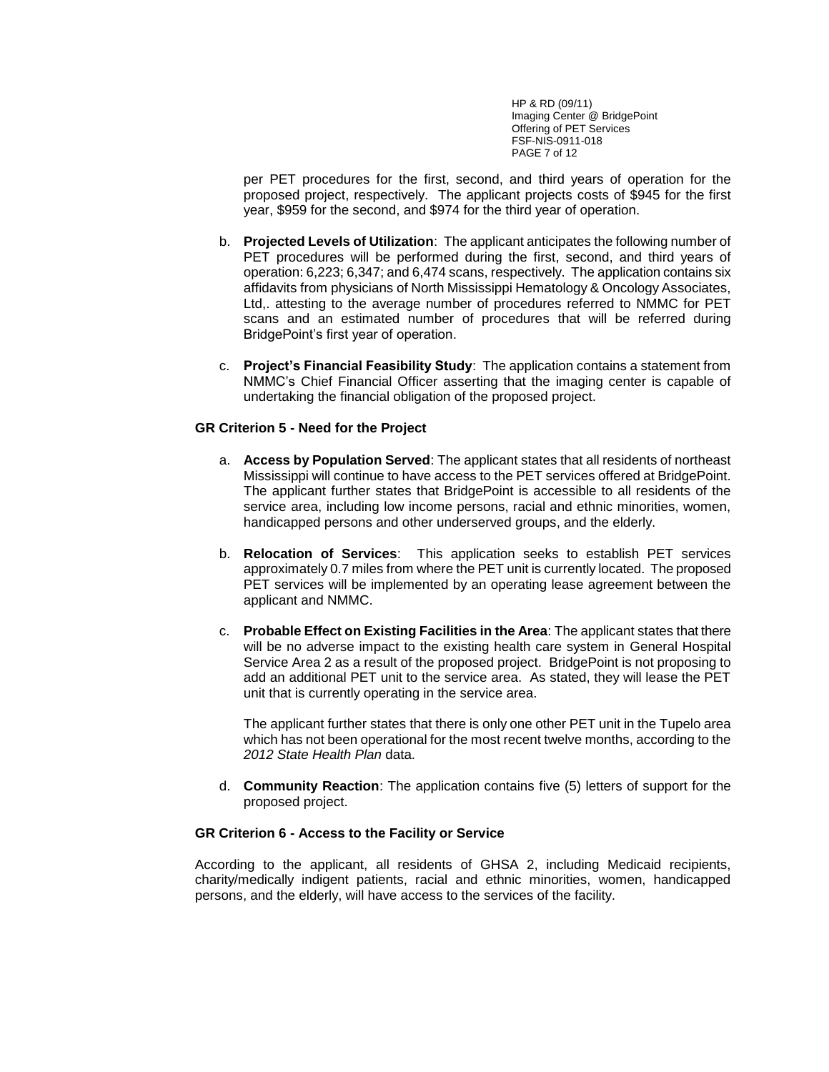per PET procedures for the first, second, and third years of operation for the proposed project, respectively. The applicant projects costs of $945 for the first year, $959 for the second, and $974 for the third year of operation.

b. **Projected Levels of Utilization**: The applicant anticipates the following number of PET procedures will be performed during the first, second, and third years of operation: 6,223; 6,347; and 6,474 scans, respectively. The application contains six affidavits from physicians of North Mississippi Hematology & Oncology Associates, Ltd,. attesting to the average number of procedures referred to NMMC for PET scans and an estimated number of procedures that will be referred during BridgePoint's first year of operation.

c. **Project's Financial Feasibility Study**: The application contains a statement from NMMC's Chief Financial Officer asserting that the imaging center is capable of undertaking the financial obligation of the proposed project.

**GR Criterion 5 - Need for the Project**

a. **Access by Population Served**: The applicant states that all residents of northeast Mississippi will continue to have access to the PET services offered at BridgePoint. The applicant further states that BridgePoint is accessible to all residents of the service area, including low income persons, racial and ethnic minorities, women, handicapped persons and other underserved groups, and the elderly.

b. **Relocation of Services**: This application seeks to establish PET services approximately 0.7 miles from where the PET unit is currently located. The proposed PET services will be implemented by an operating lease agreement between the applicant and NMMC.

c. **Probable Effect on Existing Facilities in the Area**: The applicant states that there will be no adverse impact to the existing health care system in General Hospital Service Area 2 as a result of the proposed project. BridgePoint is not proposing to add an additional PET unit to the service area. As stated, they will lease the PET unit that is currently operating in the service area.

   The applicant further states that there is only one other PET unit in the Tupelo area which has not been operational for the most recent twelve months, according to the *2012 State Health Plan* data.

d. **Community Reaction**: The application contains five (5) letters of support for the proposed project.

**GR Criterion 6 - Access to the Facility or Service**

According to the applicant, all residents of GHSA 2, including Medicaid recipients, charity/medically indigent patients, racial and ethnic minorities, women, handicapped persons, and the elderly, will have access to the services of the facility.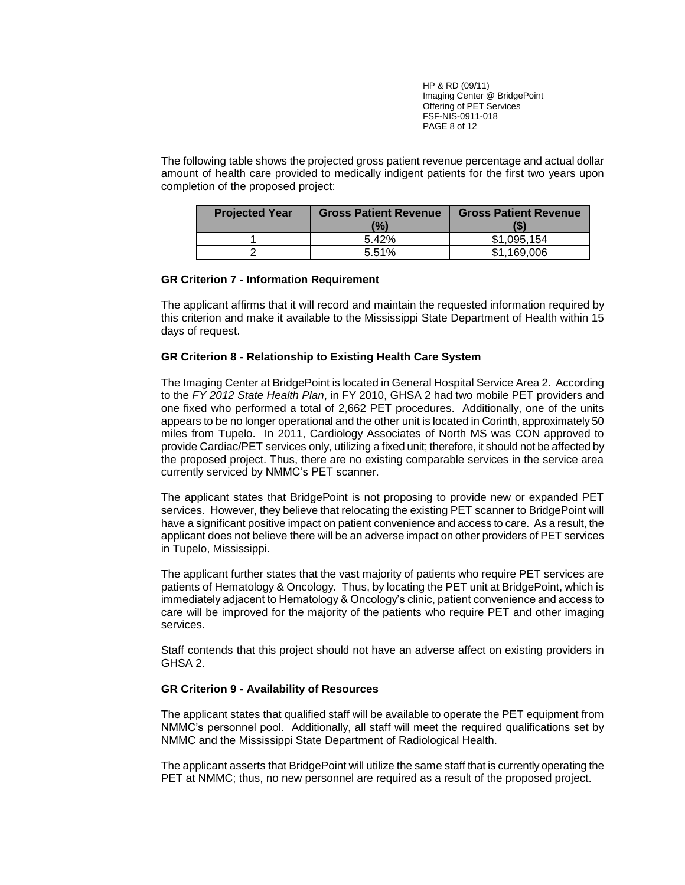The following table shows the projected gross patient revenue percentage and actual dollar amount of health care provided to medically indigent patients for the first two years upon completion of the proposed project:

| Projected Year | Gross Patient Revenue (%) | Gross Patient Revenue ($) |
|---|---|---|
| 1 | 5.42% | $1,095,154 |
| 2 | 5.51% | $1,169,006 |

**GR Criterion 7 - Information Requirement**

The applicant affirms that it will record and maintain the requested information required by this criterion and make it available to the Mississippi State Department of Health within 15 days of request.

**GR Criterion 8 - Relationship to Existing Health Care System**

The Imaging Center at BridgePoint is located in General Hospital Service Area 2. According to the *FY 2012 State Health Plan*, in FY 2010, GHSA 2 had two mobile PET providers and one fixed who performed a total of 2,662 PET procedures. Additionally, one of the units appears to be no longer operational and the other unit is located in Corinth, approximately 50 miles from Tupelo. In 2011, Cardiology Associates of North MS was CON approved to provide Cardiac/PET services only, utilizing a fixed unit; therefore, it should not be affected by the proposed project. Thus, there are no existing comparable services in the service area currently serviced by NMMC's PET scanner.

The applicant states that BridgePoint is not proposing to provide new or expanded PET services. However, they believe that relocating the existing PET scanner to BridgePoint will have a significant positive impact on patient convenience and access to care. As a result, the applicant does not believe there will be an adverse impact on other providers of PET services in Tupelo, Mississippi.

The applicant further states that the vast majority of patients who require PET services are patients of Hematology & Oncology. Thus, by locating the PET unit at BridgePoint, which is immediately adjacent to Hematology & Oncology's clinic, patient convenience and access to care will be improved for the majority of the patients who require PET and other imaging services.

Staff contends that this project should not have an adverse affect on existing providers in GHSA 2.

**GR Criterion 9 - Availability of Resources**

The applicant states that qualified staff will be available to operate the PET equipment from NMMC's personnel pool. Additionally, all staff will meet the required qualifications set by NMMC and the Mississippi State Department of Radiological Health.

The applicant asserts that BridgePoint will utilize the same staff that is currently operating the PET at NMMC; thus, no new personnel are required as a result of the proposed project.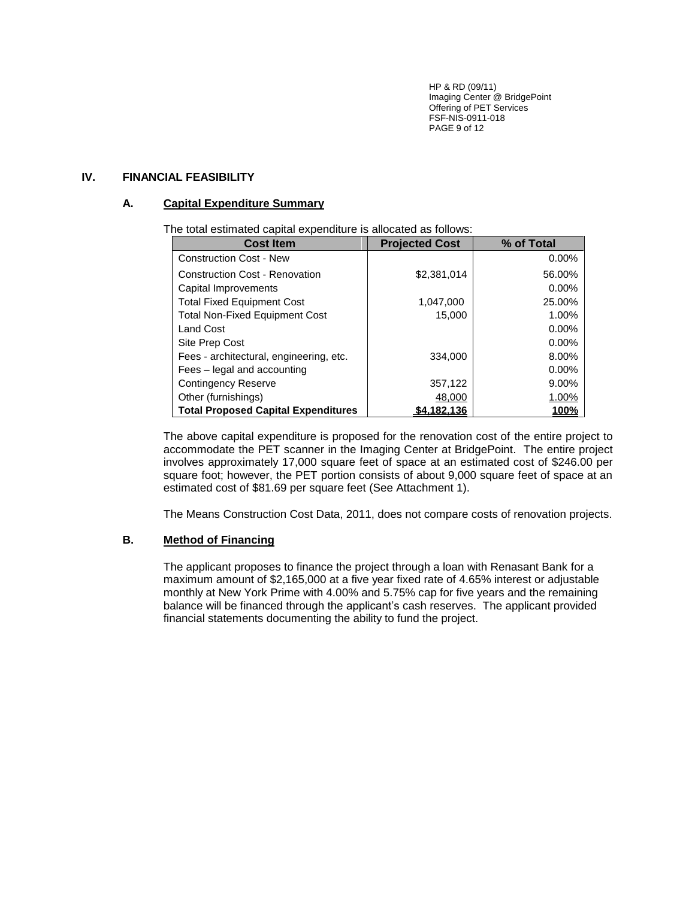## IV. FINANCIAL FEASIBILITY

### A. Capital Expenditure Summary

The total estimated capital expenditure is allocated as follows:

| Cost Item | Projected Cost | % of Total |
|---|---|---|
| Construction Cost - New | | 0.00% |
| Construction Cost - Renovation | $2,381,014 | 56.00% |
| Capital Improvements | | 0.00% |
| Total Fixed Equipment Cost | 1,047,000 | 25.00% |
| Total Non-Fixed Equipment Cost | 15,000 | 1.00% |
| Land Cost | | 0.00% |
| Site Prep Cost | | 0.00% |
| Fees - architectural, engineering, etc. | 334,000 | 8.00% |
| Fees – legal and accounting | | 0.00% |
| Contingency Reserve | 357,122 | 9.00% |
| Other (furnishings) | 48,000 | 1.00% |
| **Total Proposed Capital Expenditures** | **$4,182,136** | **100%** |

The above capital expenditure is proposed for the renovation cost of the entire project to accommodate the PET scanner in the Imaging Center at BridgePoint. The entire project involves approximately 17,000 square feet of space at an estimated cost of $246.00 per square foot; however, the PET portion consists of about 9,000 square feet of space at an estimated cost of $81.69 per square feet (See Attachment 1).

The Means Construction Cost Data, 2011, does not compare costs of renovation projects.

### B. Method of Financing

The applicant proposes to finance the project through a loan with Renasant Bank for a maximum amount of $2,165,000 at a five year fixed rate of 4.65% interest or adjustable monthly at New York Prime with 4.00% and 5.75% cap for five years and the remaining balance will be financed through the applicant's cash reserves. The applicant provided financial statements documenting the ability to fund the project.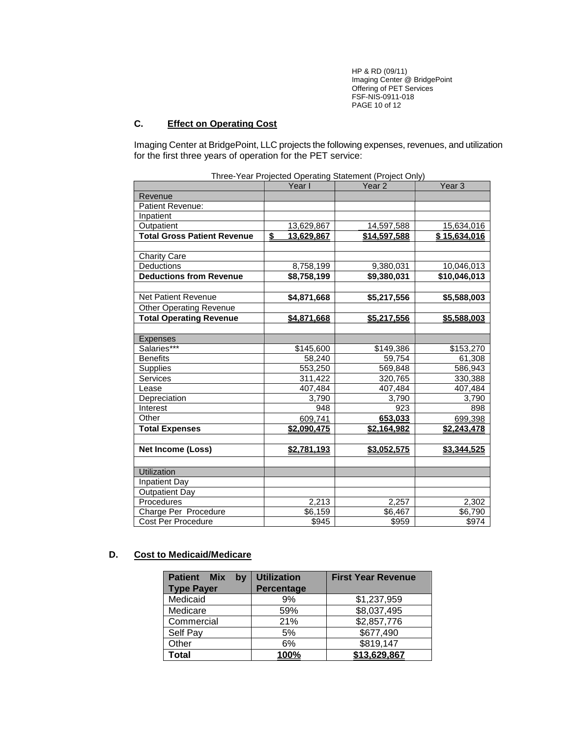## C. Effect on Operating Cost

Imaging Center at BridgePoint, LLC projects the following expenses, revenues, and utilization for the first three years of operation for the PET service:

Three-Year Projected Operating Statement (Project Only)

| | Year I | Year 2 | Year 3 |
|---|---|---|---|
| Revenue | | | |
| Patient Revenue: | | | |
| Inpatient | | | |
| Outpatient | 13,629,867 | 14,597,588 | 15,634,016 |
| **Total Gross Patient Revenue** | **$ 13,629,867** | **$14,597,588** | **$ 15,634,016** |
| | | | |
| Charity Care | | | |
| Deductions | 8,758,199 | 9,380,031 | 10,046,013 |
| **Deductions from Revenue** | **$8,758,199** | **$9,380,031** | **$10,046,013** |
| | | | |
| Net Patient Revenue | **$4,871,668** | **$5,217,556** | **$5,588,003** |
| Other Operating Revenue | | | |
| **Total Operating Revenue** | **$4,871,668** | **$5,217,556** | **$5,588,003** |
| | | | |
| Expenses | | | |
| Salaries*** | $145,600 | $149,386 | $153,270 |
| Benefits | 58,240 | 59,754 | 61,308 |
| Supplies | 553,250 | 569,848 | 586,943 |
| Services | 311,422 | 320,765 | 330,388 |
| Lease | 407,484 | 407,484 | 407,484 |
| Depreciation | 3,790 | 3,790 | 3,790 |
| Interest | 948 | 923 | 898 |
| Other | 609,741 | **653,033** | 699,398 |
| **Total Expenses** | **$2,090,475** | **$2,164,982** | **$2,243,478** |
| | | | |
| **Net Income (Loss)** | **$2,781,193** | **$3,052,575** | **$3,344,525** |
| | | | |
| Utilization | | | |
| Inpatient Day | | | |
| Outpatient Day | | | |
| Procedures | 2,213 | 2,257 | 2,302 |
| Charge Per Procedure | $6,159 | $6,467 | $6,790 |
| Cost Per Procedure | $945 | $959 | $974 |

## D. Cost to Medicaid/Medicare

| Patient Mix by Type Payer | Utilization Percentage | First Year Revenue |
|---|---|---|
| Medicaid | 9% | $1,237,959 |
| Medicare | 59% | $8,037,495 |
| Commercial | 21% | $2,857,776 |
| Self Pay | 5% | $677,490 |
| Other | 6% | $819,147 |
| **Total** | **100%** | **$13,629,867** |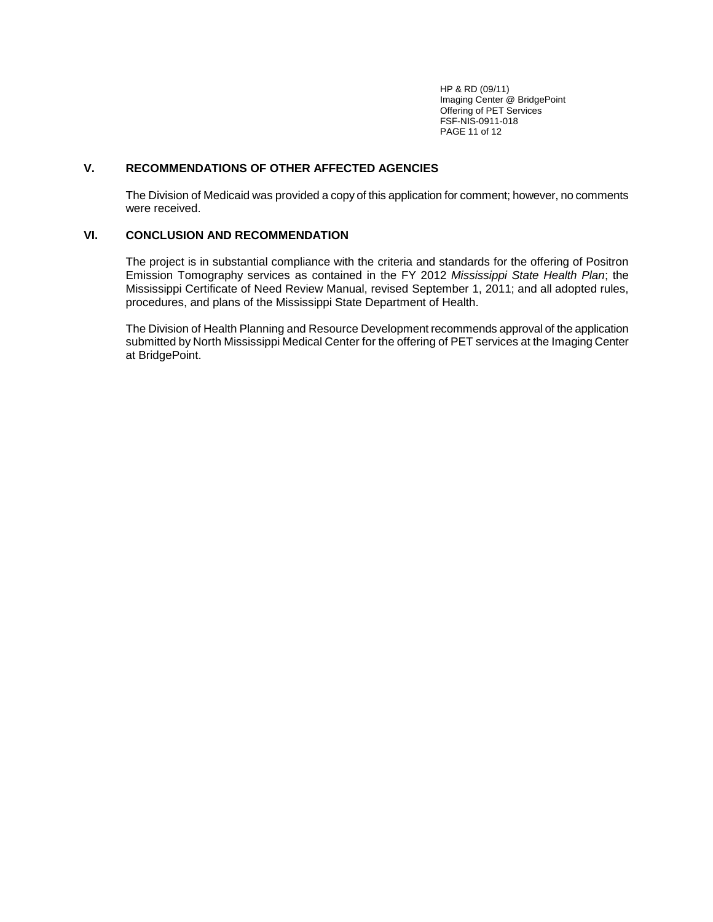## V. RECOMMENDATIONS OF OTHER AFFECTED AGENCIES

The Division of Medicaid was provided a copy of this application for comment; however, no comments were received.

## VI. CONCLUSION AND RECOMMENDATION

The project is in substantial compliance with the criteria and standards for the offering of Positron Emission Tomography services as contained in the FY 2012 *Mississippi State Health Plan*; the Mississippi Certificate of Need Review Manual, revised September 1, 2011; and all adopted rules, procedures, and plans of the Mississippi State Department of Health.

The Division of Health Planning and Resource Development recommends approval of the application submitted by North Mississippi Medical Center for the offering of PET services at the Imaging Center at BridgePoint.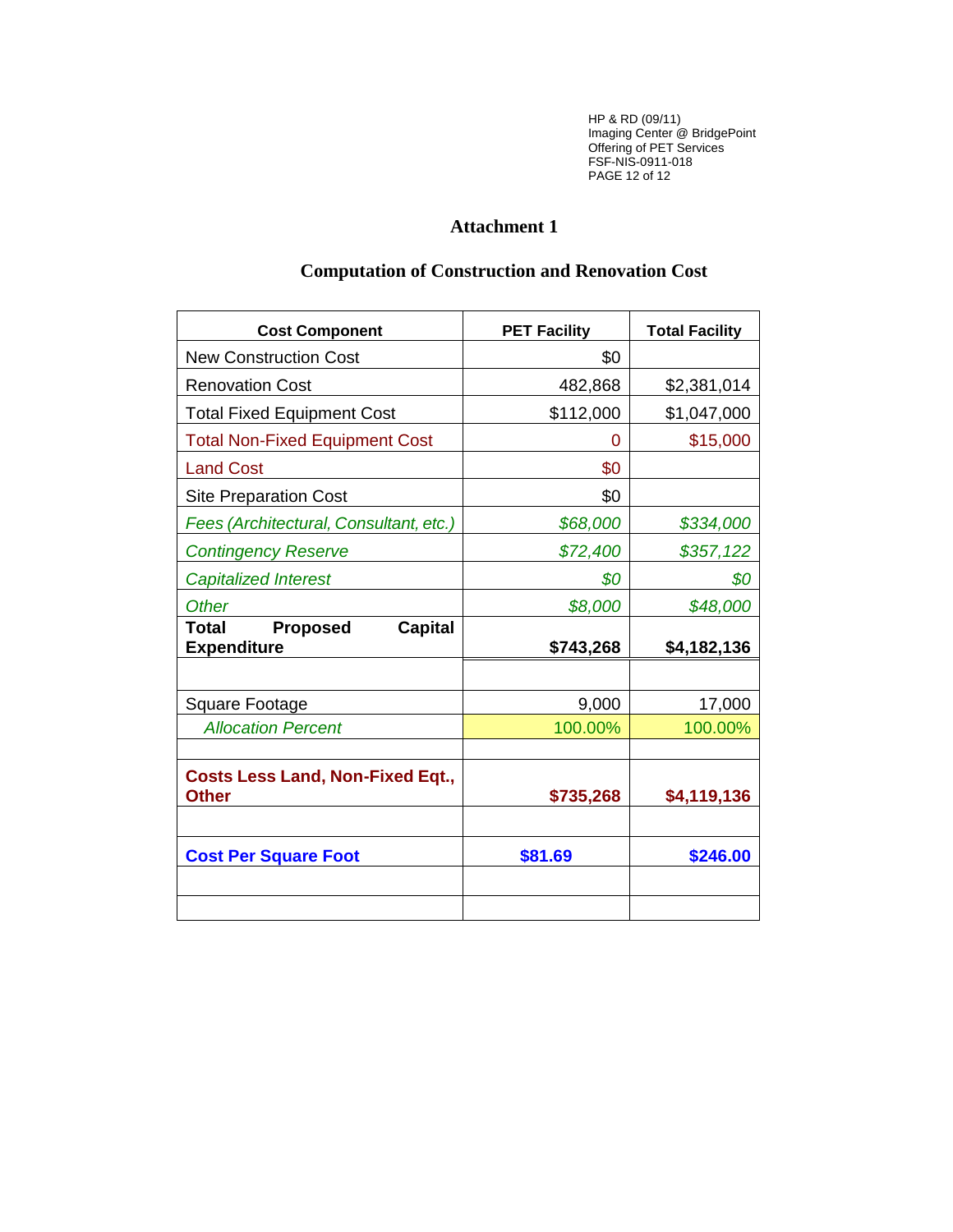# Attachment 1

## Computation of Construction and Renovation Cost

| Cost Component | PET Facility | Total Facility |
|---|---|---|
| New Construction Cost | $0 | |
| Renovation Cost | 482,868 | $2,381,014 |
| Total Fixed Equipment Cost | $112,000 | $1,047,000 |
| Total Non-Fixed Equipment Cost | 0 | $15,000 |
| Land Cost | $0 | |
| Site Preparation Cost | $0 | |
| *Fees (Architectural, Consultant, etc.)* | *$68,000* | *$334,000* |
| *Contingency Reserve* | *$72,400* | *$357,122* |
| *Capitalized Interest* | *$0* | *$0* |
| *Other* | *$8,000* | *$48,000* |
| **Total Proposed Capital Expenditure** | **$743,268** | **$4,182,136** |
| | | |
| Square Footage | 9,000 | 17,000 |
| *Allocation Percent* | 100.00% | 100.00% |
| | | |
| **Costs Less Land, Non-Fixed Eqt., Other** | **$735,268** | **$4,119,136** |
| | | |
| **Cost Per Square Foot** | **$81.69** | **$246.00** |
| | | |
| | | |